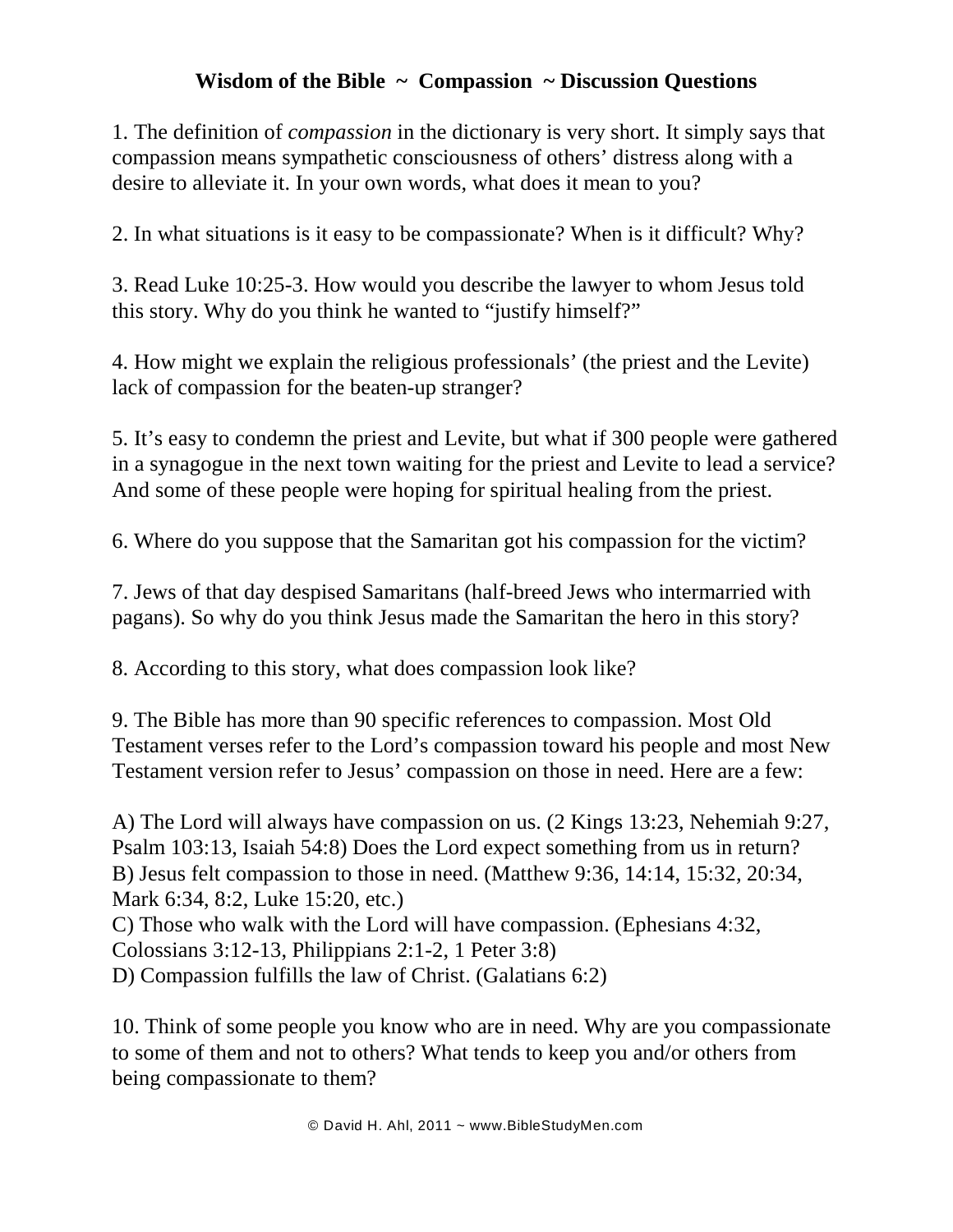# Wisdom of the Bible ~ Compassion ~ Discussion Questions

1. The definition of *compassion* in the dictionary is very short. It simply says that compassion means sympathetic consciousness of others' distress along with a desire to alleviate it. In your own words, what does it mean to you?

2. In what situations is it easy to be compassionate? When is it difficult? Why?

3. Read Luke 10:25-3. How would you describe the lawyer to whom Jesus told this story. Why do you think he wanted to "justify himself?"

4. How might we explain the religious professionals' (the priest and the Levite) lack of compassion for the beaten-up stranger?

5. It's easy to condemn the priest and Levite, but what if 300 people were gathered in a synagogue in the next town waiting for the priest and Levite to lead a service? And some of these people were hoping for spiritual healing from the priest.

6. Where do you suppose that the Samaritan got his compassion for the victim?

7. Jews of that day despised Samaritans (half-breed Jews who intermarried with pagans). So why do you think Jesus made the Samaritan the hero in this story?

8. According to this story, what does compassion look like?

9. The Bible has more than 90 specific references to compassion. Most Old Testament verses refer to the Lord's compassion toward his people and most New Testament version refer to Jesus' compassion on those in need. Here are a few:

A) The Lord will always have compassion on us. (2 Kings 13:23, Nehemiah 9:27, Psalm 103:13, Isaiah 54:8) Does the Lord expect something from us in return?
B) Jesus felt compassion to those in need. (Matthew 9:36, 14:14, 15:32, 20:34, Mark 6:34, 8:2, Luke 15:20, etc.)
C) Those who walk with the Lord will have compassion. (Ephesians 4:32, Colossians 3:12-13, Philippians 2:1-2, 1 Peter 3:8)
D) Compassion fulfills the law of Christ. (Galatians 6:2)

10. Think of some people you know who are in need. Why are you compassionate to some of them and not to others? What tends to keep you and/or others from being compassionate to them?

© David H. Ahl, 2011 ~ www.BibleStudyMen.com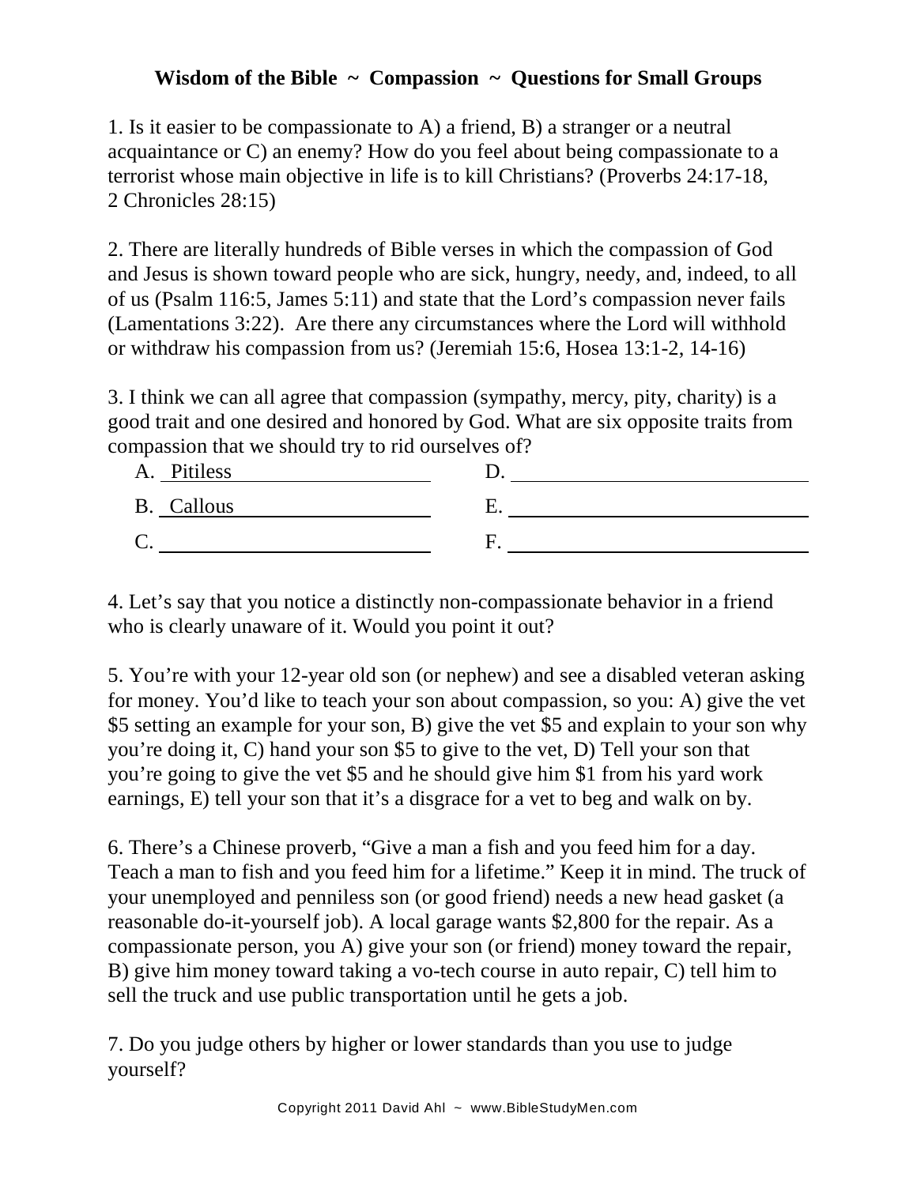**Wisdom of the Bible ~ Compassion ~ Questions for Small Groups**

1. Is it easier to be compassionate to A) a friend, B) a stranger or a neutral acquaintance or C) an enemy? How do you feel about being compassionate to a terrorist whose main objective in life is to kill Christians? (Proverbs 24:17-18, 2 Chronicles 28:15)

2. There are literally hundreds of Bible verses in which the compassion of God and Jesus is shown toward people who are sick, hungry, needy, and, indeed, to all of us (Psalm 116:5, James 5:11) and state that the Lord's compassion never fails (Lamentations 3:22). Are there any circumstances where the Lord will withhold or withdraw his compassion from us? (Jeremiah 15:6, Hosea 13:1-2, 14-16)

3. I think we can all agree that compassion (sympathy, mercy, pity, charity) is a good trait and one desired and honored by God. What are six opposite traits from compassion that we should try to rid ourselves of?

A. Pitiless ____________ D. ____________

B. Callous ____________ E. ____________

C. ____________ F. ____________

4. Let's say that you notice a distinctly non-compassionate behavior in a friend who is clearly unaware of it. Would you point it out?

5. You're with your 12-year old son (or nephew) and see a disabled veteran asking for money. You'd like to teach your son about compassion, so you: A) give the vet $5 setting an example for your son, B) give the vet $5 and explain to your son why you're doing it, C) hand your son $5 to give to the vet, D) Tell your son that you're going to give the vet $5 and he should give him $1 from his yard work earnings, E) tell your son that it's a disgrace for a vet to beg and walk on by.

6. There's a Chinese proverb, "Give a man a fish and you feed him for a day. Teach a man to fish and you feed him for a lifetime." Keep it in mind. The truck of your unemployed and penniless son (or good friend) needs a new head gasket (a reasonable do-it-yourself job). A local garage wants $2,800 for the repair. As a compassionate person, you A) give your son (or friend) money toward the repair, B) give him money toward taking a vo-tech course in auto repair, C) tell him to sell the truck and use public transportation until he gets a job.

7. Do you judge others by higher or lower standards than you use to judge yourself?

Copyright 2011 David Ahl ~ www.BibleStudyMen.com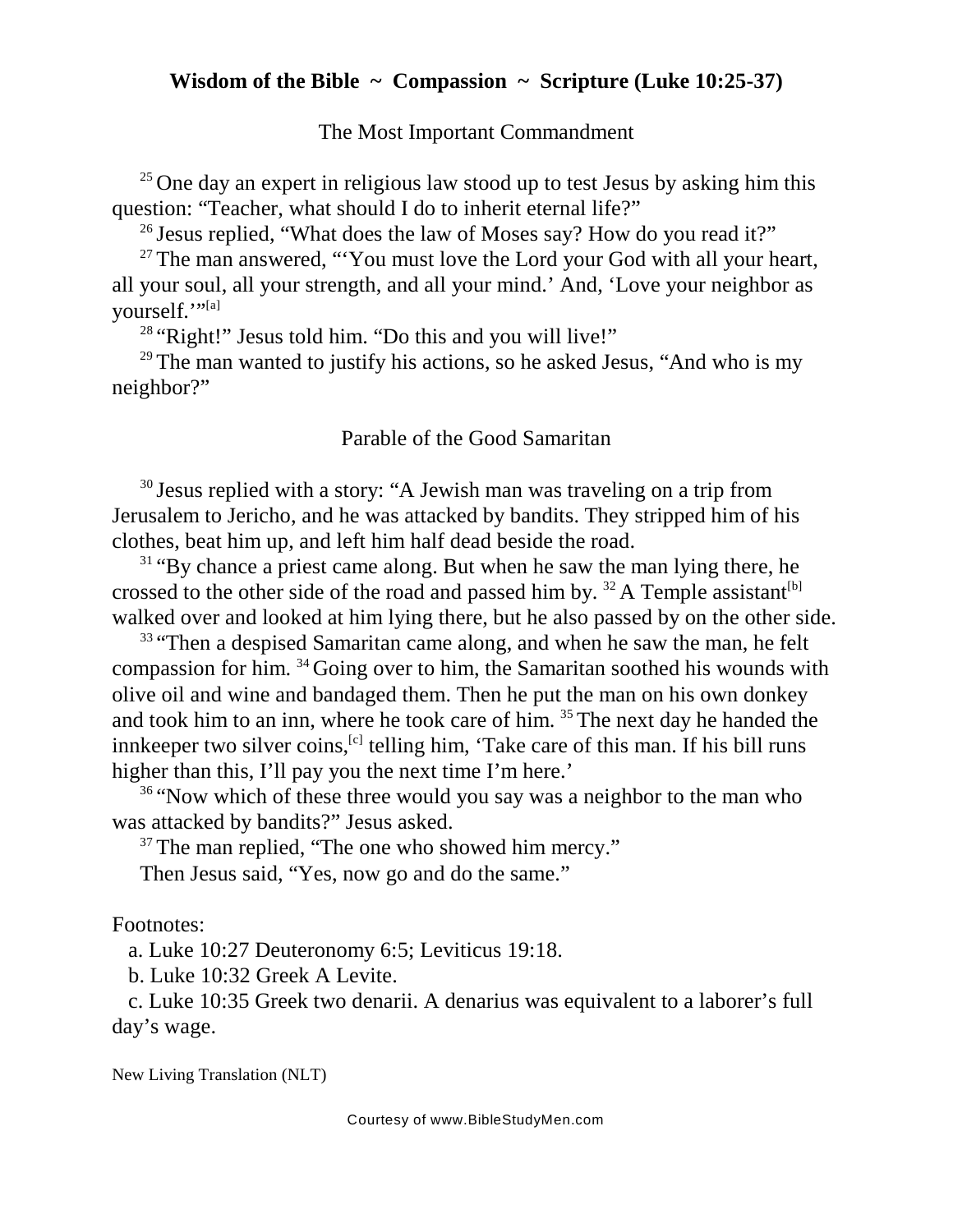# Wisdom of the Bible ~ Compassion ~ Scripture (Luke 10:25-37)

## The Most Important Commandment

[25] One day an expert in religious law stood up to test Jesus by asking him this question: “Teacher, what should I do to inherit eternal life?”

[26] Jesus replied, “What does the law of Moses say? How do you read it?”

[27] The man answered, “‘You must love the Lord your God with all your heart, all your soul, all your strength, and all your mind.’ And, ‘Love your neighbor as yourself.’”[a]

[28] “Right!” Jesus told him. “Do this and you will live!”

[29] The man wanted to justify his actions, so he asked Jesus, “And who is my neighbor?”

## Parable of the Good Samaritan

[30] Jesus replied with a story: “A Jewish man was traveling on a trip from Jerusalem to Jericho, and he was attacked by bandits. They stripped him of his clothes, beat him up, and left him half dead beside the road.

[31] “By chance a priest came along. But when he saw the man lying there, he crossed to the other side of the road and passed him by. [32] A Temple assistant[b] walked over and looked at him lying there, but he also passed by on the other side.

[33] “Then a despised Samaritan came along, and when he saw the man, he felt compassion for him. [34] Going over to him, the Samaritan soothed his wounds with olive oil and wine and bandaged them. Then he put the man on his own donkey and took him to an inn, where he took care of him. [35] The next day he handed the innkeeper two silver coins,[c] telling him, ‘Take care of this man. If his bill runs higher than this, I’ll pay you the next time I’m here.’

[36] “Now which of these three would you say was a neighbor to the man who was attacked by bandits?” Jesus asked.

[37] The man replied, “The one who showed him mercy.”

Then Jesus said, “Yes, now go and do the same.”

Footnotes:

a. Luke 10:27 Deuteronomy 6:5; Leviticus 19:18.

b. Luke 10:32 Greek A Levite.

c. Luke 10:35 Greek two denarii. A denarius was equivalent to a laborer’s full day’s wage.

New Living Translation (NLT)

Courtesy of www.BibleStudyMen.com